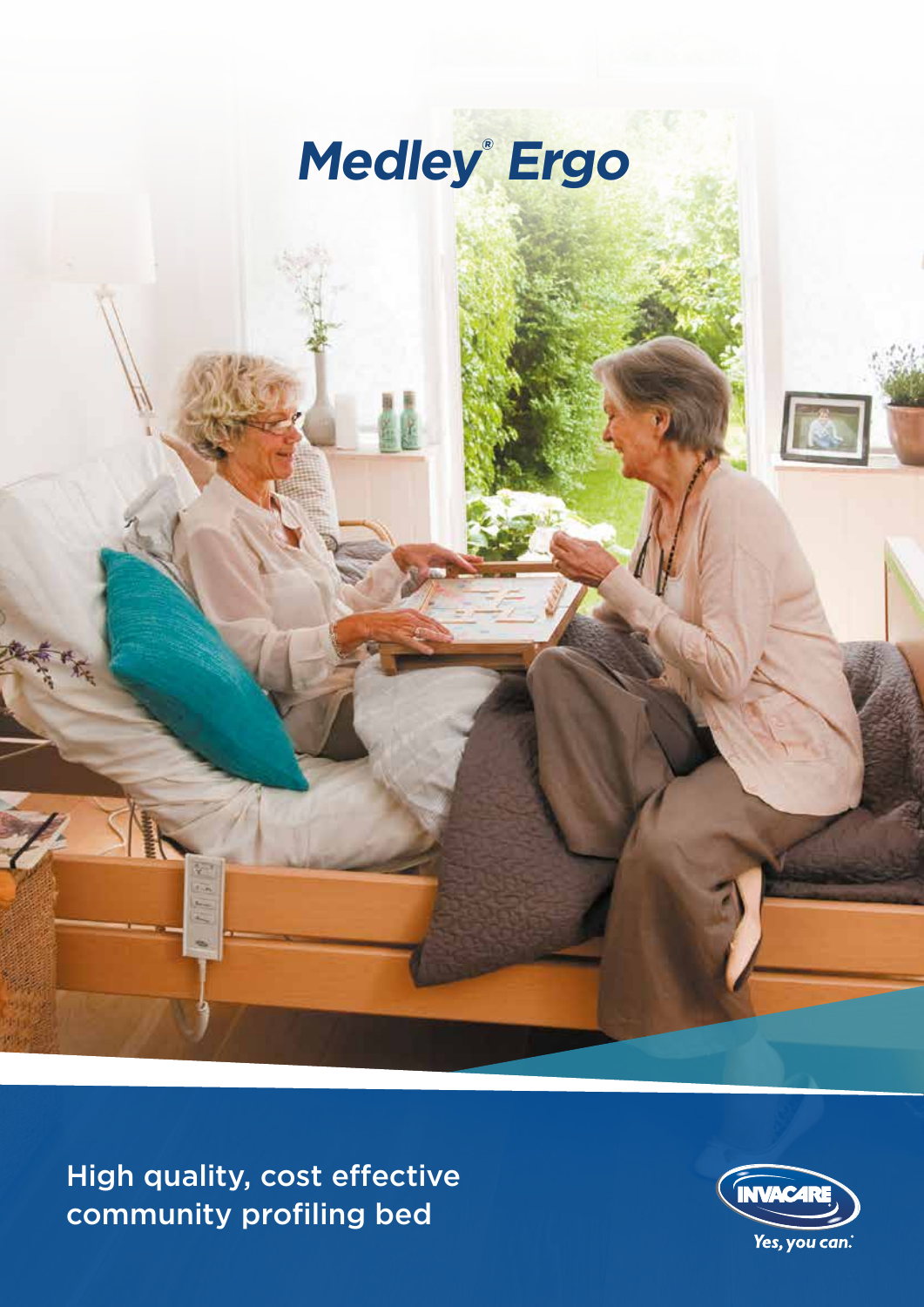# Medley® Ergo

High quality, cost effective community profiling bed

Yes, you can.®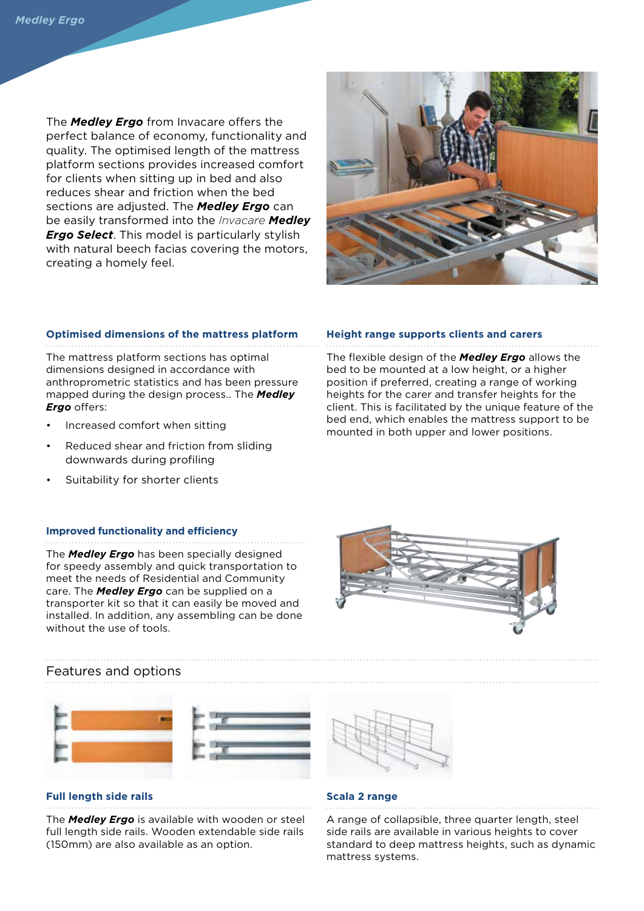The ***Medley Ergo*** from Invacare offers the perfect balance of economy, functionality and quality. The optimised length of the mattress platform sections provides increased comfort for clients when sitting up in bed and also reduces shear and friction when the bed sections are adjusted. The ***Medley Ergo*** can be easily transformed into the *Invacare* ***Medley Ergo Select***. This model is particularly stylish with natural beech facias covering the motors, creating a homely feel.

### Optimised dimensions of the mattress platform

The mattress platform sections has optimal dimensions designed in accordance with anthroprometric statistics and has been pressure mapped during the design process.. The ***Medley Ergo*** offers:

- Increased comfort when sitting
- Reduced shear and friction from sliding downwards during profiling
- Suitability for shorter clients

### Height range supports clients and carers

The flexible design of the ***Medley Ergo*** allows the bed to be mounted at a low height, or a higher position if preferred, creating a range of working heights for the carer and transfer heights for the client. This is facilitated by the unique feature of the bed end, which enables the mattress support to be mounted in both upper and lower positions.

### Improved functionality and efficiency

The ***Medley Ergo*** has been specially designed for speedy assembly and quick transportation to meet the needs of Residential and Community care. The ***Medley Ergo*** can be supplied on a transporter kit so that it can easily be moved and installed. In addition, any assembling can be done without the use of tools.

## Features and options

### Full length side rails

The ***Medley Ergo*** is available with wooden or steel full length side rails. Wooden extendable side rails (150mm) are also available as an option.

### Scala 2 range

A range of collapsible, three quarter length, steel side rails are available in various heights to cover standard to deep mattress heights, such as dynamic mattress systems.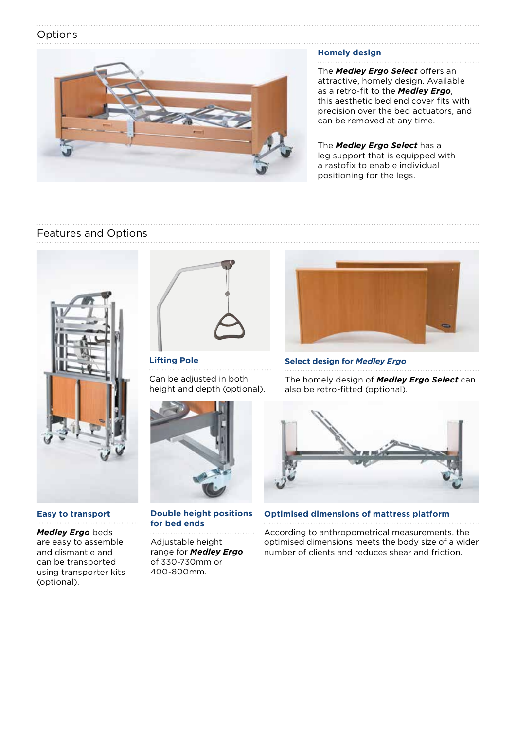## Options

### Homely design

The ***Medley Ergo Select*** offers an attractive, homely design. Available as a retro-fit to the ***Medley Ergo***, this aesthetic bed end cover fits with precision over the bed actuators, and can be removed at any time.

The ***Medley Ergo Select*** has a leg support that is equipped with a rastofix to enable individual positioning for the legs.

## Features and Options

### Lifting Pole

Can be adjusted in both height and depth (optional).

### Select design for *Medley Ergo*

The homely design of ***Medley Ergo Select*** can also be retro-fitted (optional).

### Easy to transport

***Medley Ergo*** beds are easy to assemble and dismantle and can be transported using transporter kits (optional).

### Double height positions for bed ends

Adjustable height range for ***Medley Ergo*** of 330-730mm or 400-800mm.

### Optimised dimensions of mattress platform

According to anthropometrical measurements, the optimised dimensions meets the body size of a wider number of clients and reduces shear and friction.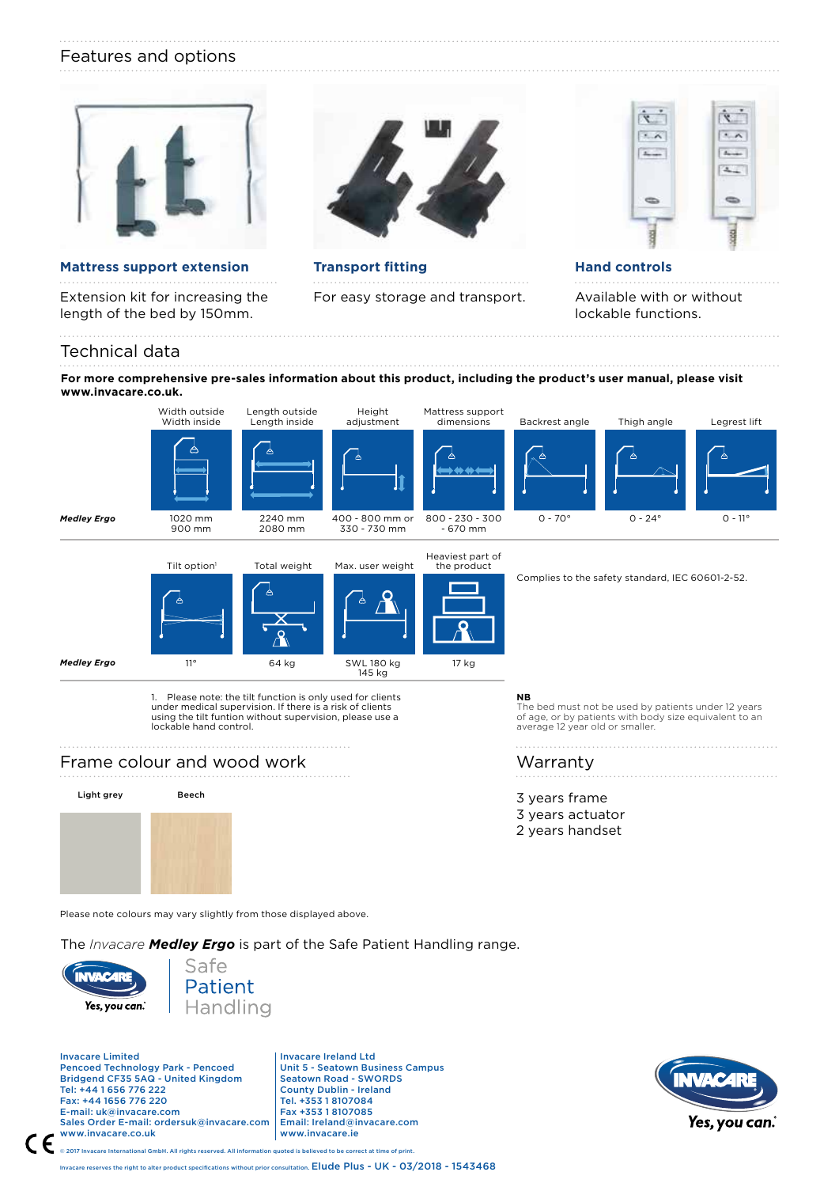## Features and options

### Mattress support extension

Extension kit for increasing the length of the bed by 150mm.

### Transport fitting

For easy storage and transport.

### Hand controls

Available with or without lockable functions.

## Technical data

**For more comprehensive pre-sales information about this product, including the product's user manual, please visit www.invacare.co.uk.**

| | Width outside / Width inside | Length outside / Length inside | Height adjustment | Mattress support dimensions | Backrest angle | Thigh angle | Legrest lift |
|---|---|---|---|---|---|---|---|
| ***Medley Ergo*** | 1020 mm / 900 mm | 2240 mm / 2080 mm | 400 - 800 mm or 330 - 730 mm | 800 - 230 - 300 - 670 mm | 0 - 70° | 0 - 24° | 0 - 11° |

| | Tilt option[1] | Total weight | Max. user weight | Heaviest part of the product |
|---|---|---|---|---|
| ***Medley Ergo*** | 11° | 64 kg | SWL 180 kg / 145 kg | 17 kg |

Complies to the safety standard, IEC 60601-2-52.

1. Please note: the tilt function is only used for clients under medical supervision. If there is a risk of clients using the tilt funtion without supervision, please use a lockable hand control.

**NB**
The bed must not be used by patients under 12 years of age, or by patients with body size equivalent to an average 12 year old or smaller.

## Frame colour and wood work

**Light grey** **Beech**

Please note colours may vary slightly from those displayed above.

## Warranty

3 years frame
3 years actuator
2 years handset

The *Invacare* ***Medley Ergo*** is part of the Safe Patient Handling range.

Invacare Yes, you can.

Safe Patient Handling

Invacare Limited
Pencoed Technology Park - Pencoed
Bridgend CF35 5AQ - United Kingdom
Tel: +44 1 656 776 222
Fax: +44 1656 776 220
E-mail: uk@invacare.com
Sales Order E-mail: ordersuk@invacare.com
www.invacare.co.uk

Invacare Ireland Ltd
Unit 5 - Seatown Business Campus
Seatown Road - SWORDS
County Dublin - Ireland
Tel. +353 1 8107084
Fax +353 1 8107085
Email: Ireland@invacare.com
www.invacare.ie

Invacare Yes, you can.

CE

© 2017 Invacare International GmbH. All rights reserved. All information quoted is believed to be correct at time of print.
Invacare reserves the right to alter product specifications without prior consultation. Elude Plus - UK - 03/2018 - 1543468